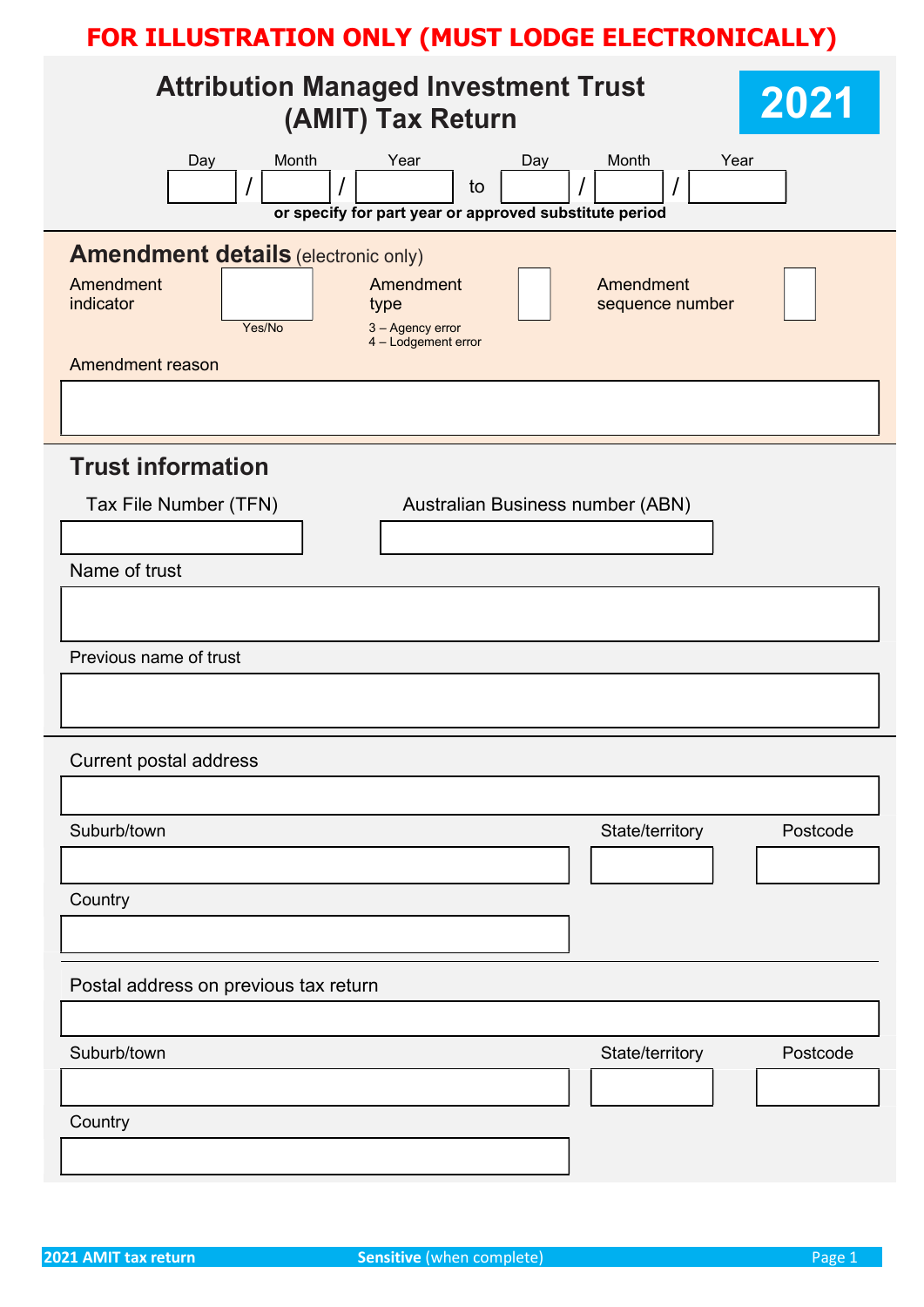**FOR ILLUSTRATION ONLY (MUST LODGE ELECTRONICALLY)**

# Attribution Managed Investment Trust (AMIT) Tax Return

**2021**

| Day | Month | Year | | Day | Month | Year |
|---|---|---|---|---|---|---|
| / | / | | to | / | / | |

**or specify for part year or approved substitute period**

## Amendment details (electronic only)

Amendment indicator (Yes/No)

Amendment type
3 – Agency error
4 – Lodgement error

Amendment sequence number

Amendment reason

## Trust information

Tax File Number (TFN)

Australian Business number (ABN)

Name of trust

Previous name of trust

Current postal address

Suburb/town

State/territory

Postcode

Country

Postal address on previous tax return

Suburb/town

State/territory

Postcode

Country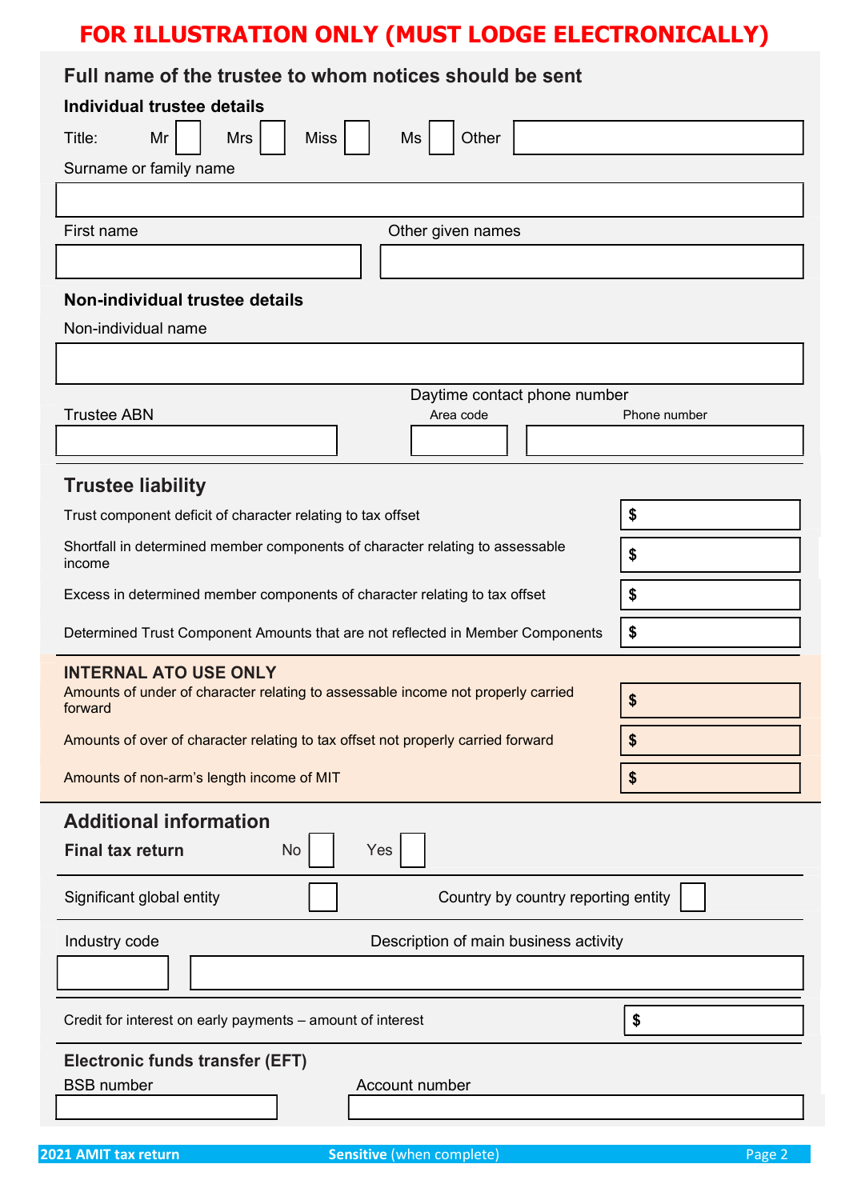**FOR ILLUSTRATION ONLY (MUST LODGE ELECTRONICALLY)**

## Full name of the trustee to whom notices should be sent

### Individual trustee details

Title: Mr ☐ Mrs ☐ Miss ☐ Ms ☐ Other ____________

Surname or family name

____________

First name ____________ Other given names ____________

### Non-individual trustee details

Non-individual name

____________

Trustee ABN ____________

Daytime contact phone number

Area code ____________ Phone number ____________

## Trustee liability

| | |
|---|---|
| Trust component deficit of character relating to tax offset | $ |
| Shortfall in determined member components of character relating to assessable income | $ |
| Excess in determined member components of character relating to tax offset | $ |
| Determined Trust Component Amounts that are not reflected in Member Components | $ |

### INTERNAL ATO USE ONLY

| | |
|---|---|
| Amounts of under of character relating to assessable income not properly carried forward | $ |
| Amounts of over of character relating to tax offset not properly carried forward | $ |
| Amounts of non-arm's length income of MIT | $ |

## Additional information

**Final tax return** No ☐ Yes ☐

Significant global entity ☐ Country by country reporting entity ☐

Industry code ____________ Description of main business activity ____________

Credit for interest on early payments – amount of interest $

### Electronic funds transfer (EFT)

BSB number ____________ Account number ____________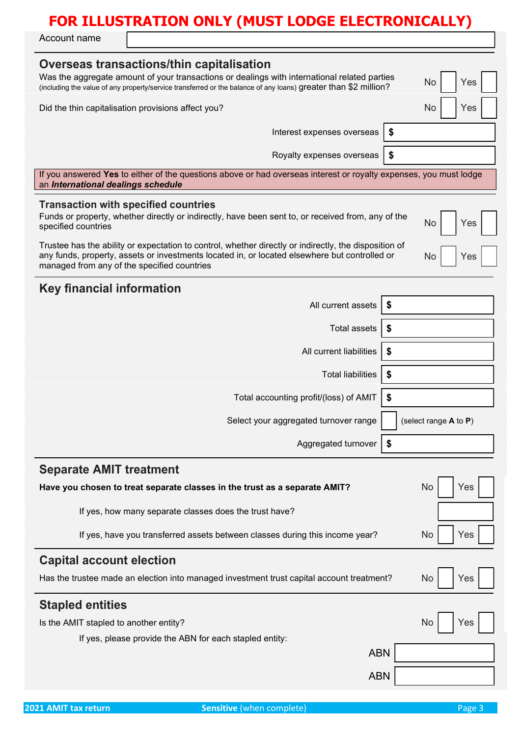**FOR ILLUSTRATION ONLY (MUST LODGE ELECTRONICALLY)**

Account name

## Overseas transactions/thin capitalisation

Was the aggregate amount of your transactions or dealings with international related parties (including the value of any property/service transferred or the balance of any loans) greater than $2 million? No ☐ Yes ☐

Did the thin capitalisation provisions affect you? No ☐ Yes ☐

Interest expenses overseas $

Royalty expenses overseas $

If you answered **Yes** to either of the questions above or had overseas interest or royalty expenses, you must lodge an ***International dealings schedule***

## Transaction with specified countries

Funds or property, whether directly or indirectly, have been sent to, or received from, any of the specified countries No ☐ Yes ☐

Trustee has the ability or expectation to control, whether directly or indirectly, the disposition of any funds, property, assets or investments located in, or located elsewhere but controlled or managed from any of the specified countries No ☐ Yes ☐

## Key financial information

All current assets $

Total assets $

All current liabilities $

Total liabilities $

Total accounting profit/(loss) of AMIT $

Select your aggregated turnover range ☐ (select range **A** to **P**)

Aggregated turnover $

## Separate AMIT treatment

**Have you chosen to treat separate classes in the trust as a separate AMIT?** No ☐ Yes ☐

If yes, how many separate classes does the trust have?

If yes, have you transferred assets between classes during this income year? No ☐ Yes ☐

## Capital account election

Has the trustee made an election into managed investment trust capital account treatment? No ☐ Yes ☐

## Stapled entities

Is the AMIT stapled to another entity? No ☐ Yes ☐

If yes, please provide the ABN for each stapled entity:

ABN

ABN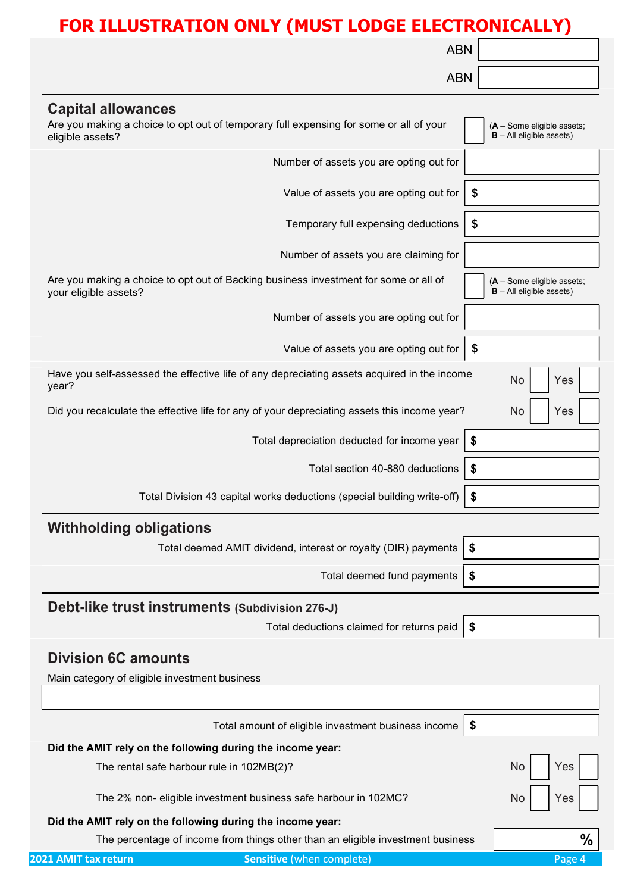**FOR ILLUSTRATION ONLY (MUST LODGE ELECTRONICALLY)**

ABN

ABN

## Capital allowances

Are you making a choice to opt out of temporary full expensing for some or all of your eligible assets? (**A** – Some eligible assets; **B** – All eligible assets)

Number of assets you are opting out for

Value of assets you are opting out for $

Temporary full expensing deductions $

Number of assets you are claiming for

Are you making a choice to opt out of Backing business investment for some or all of your eligible assets? (**A** – Some eligible assets; **B** – All eligible assets)

Number of assets you are opting out for

Value of assets you are opting out for $

Have you self-assessed the effective life of any depreciating assets acquired in the income year? No Yes

Did you recalculate the effective life for any of your depreciating assets this income year? No Yes

Total depreciation deducted for income year $

Total section 40-880 deductions $

Total Division 43 capital works deductions (special building write-off) $

## Withholding obligations

Total deemed AMIT dividend, interest or royalty (DIR) payments $

Total deemed fund payments $

## Debt-like trust instruments (Subdivision 276-J)

Total deductions claimed for returns paid $

## Division 6C amounts

Main category of eligible investment business

Total amount of eligible investment business income $

**Did the AMIT rely on the following during the income year:**

The rental safe harbour rule in 102MB(2)? No Yes

The 2% non- eligible investment business safe harbour in 102MC? No Yes

**Did the AMIT rely on the following during the income year:**

The percentage of income from things other than an eligible investment business %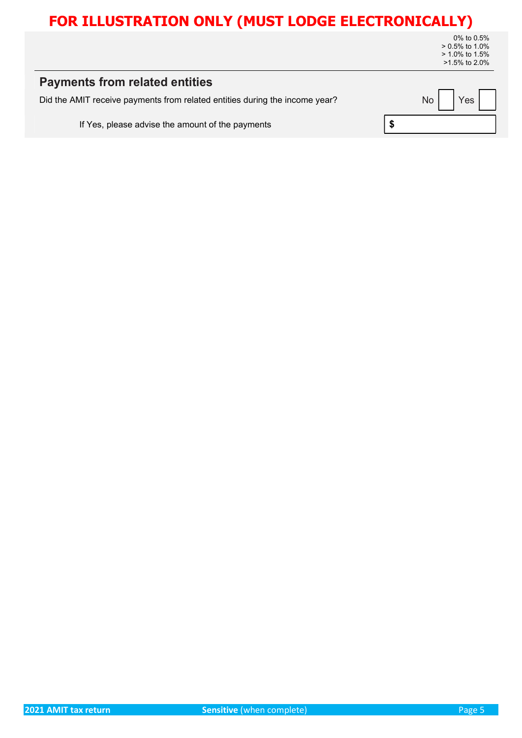**FOR ILLUSTRATION ONLY (MUST LODGE ELECTRONICALLY)**

0% to 0.5%
> 0.5% to 1.0%
> 1.0% to 1.5%
>1.5% to 2.0%

## Payments from related entities

Did the AMIT receive payments from related entities during the income year? No [ ] Yes [ ]

If Yes, please advise the amount of the payments $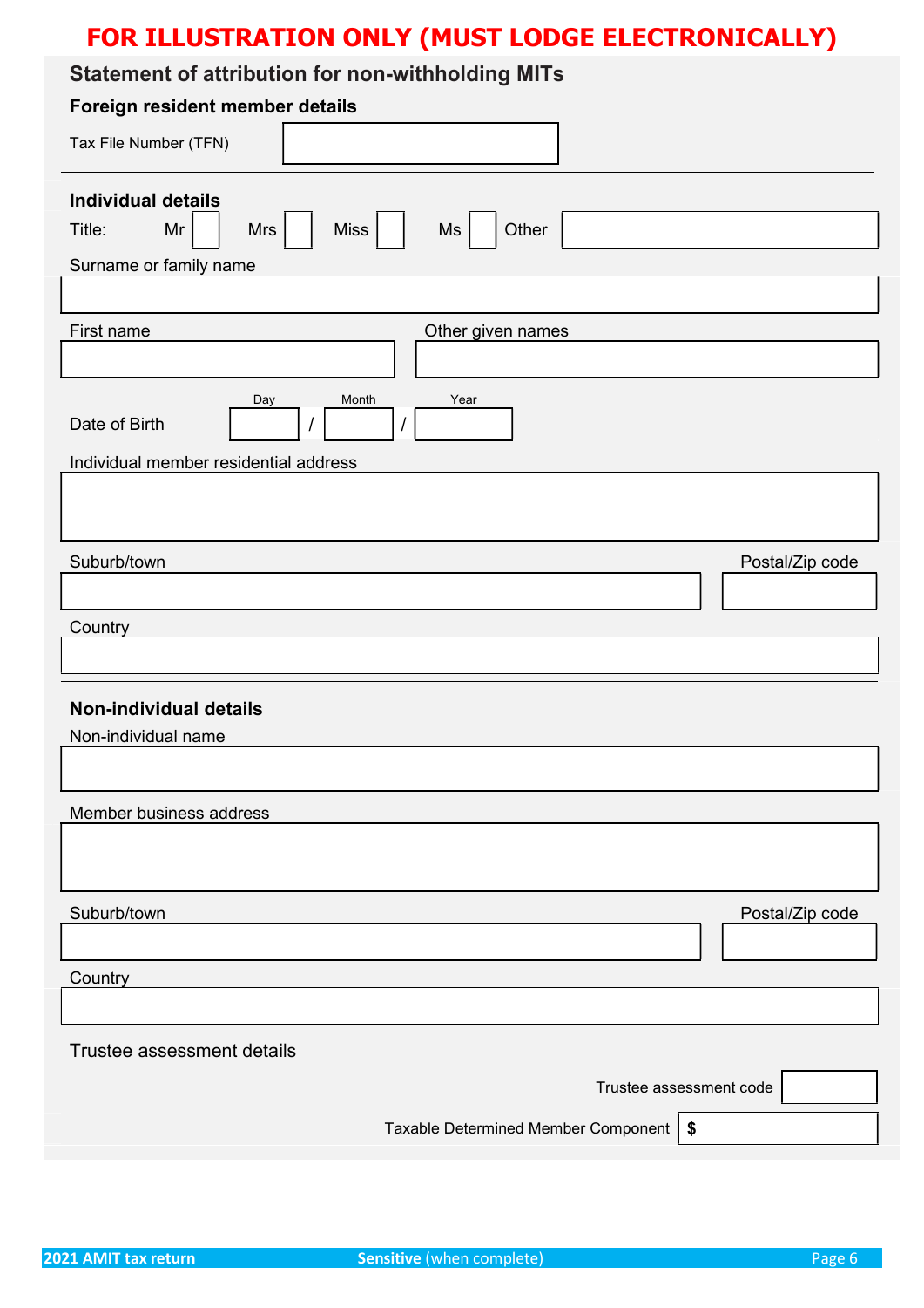**FOR ILLUSTRATION ONLY (MUST LODGE ELECTRONICALLY)**

## Statement of attribution for non-withholding MITs

### Foreign resident member details

Tax File Number (TFN)

### Individual details

Title: Mr ☐ Mrs ☐ Miss ☐ Ms ☐ Other

Surname or family name

First name

Other given names

Date of Birth Day / Month / Year

Individual member residential address

Suburb/town

Postal/Zip code

Country

### Non-individual details

Non-individual name

Member business address

Suburb/town

Postal/Zip code

Country

Trustee assessment details

Trustee assessment code

Taxable Determined Member Component $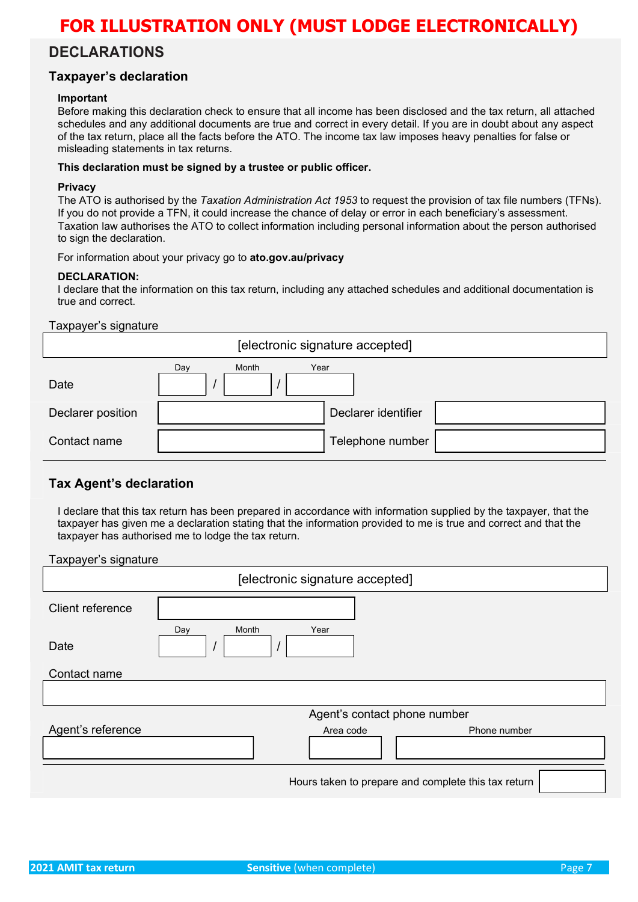**FOR ILLUSTRATION ONLY (MUST LODGE ELECTRONICALLY)**

## DECLARATIONS

### Taxpayer's declaration

**Important**

Before making this declaration check to ensure that all income has been disclosed and the tax return, all attached schedules and any additional documents are true and correct in every detail. If you are in doubt about any aspect of the tax return, place all the facts before the ATO. The income tax law imposes heavy penalties for false or misleading statements in tax returns.

**This declaration must be signed by a trustee or public officer.**

**Privacy**

The ATO is authorised by the *Taxation Administration Act 1953* to request the provision of tax file numbers (TFNs). If you do not provide a TFN, it could increase the chance of delay or error in each beneficiary's assessment. Taxation law authorises the ATO to collect information including personal information about the person authorised to sign the declaration.

For information about your privacy go to **ato.gov.au/privacy**

**DECLARATION:**

I declare that the information on this tax return, including any attached schedules and additional documentation is true and correct.

Taxpayer's signature

[electronic signature accepted]

Date Day / Month / Year

| Declarer position | | Declarer identifier | |
|---|---|---|---|
| Contact name | | Telephone number | |

### Tax Agent's declaration

I declare that this tax return has been prepared in accordance with information supplied by the taxpayer, that the taxpayer has given me a declaration stating that the information provided to me is true and correct and that the taxpayer has authorised me to lodge the tax return.

Taxpayer's signature

[electronic signature accepted]

Client reference

Date Day / Month / Year

Contact name

Agent's reference

Agent's contact phone number — Area code — Phone number

Hours taken to prepare and complete this tax return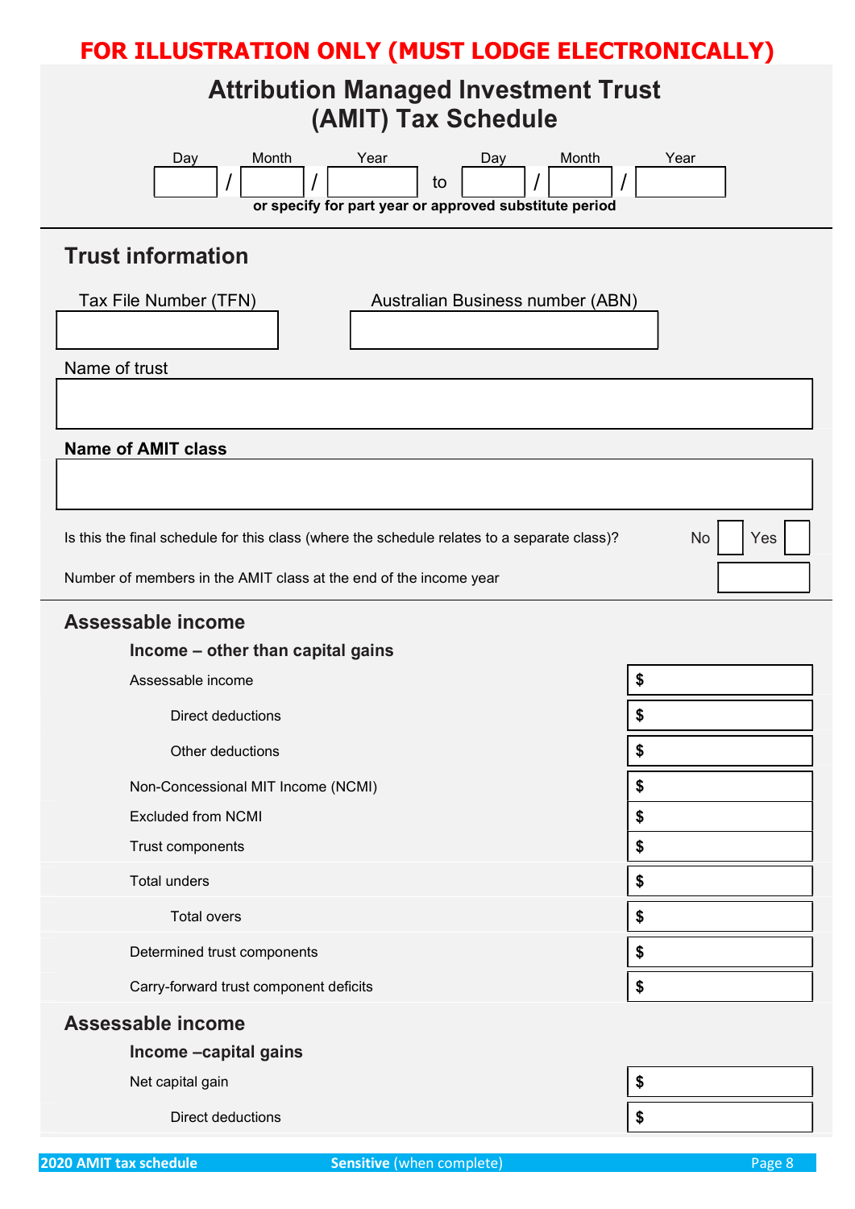**FOR ILLUSTRATION ONLY (MUST LODGE ELECTRONICALLY)**

# Attribution Managed Investment Trust (AMIT) Tax Schedule

| Day | Month | Year | | Day | Month | Year |
|---|---|---|---|---|---|---|
| / | / | | to | / | / | |

**or specify for part year or approved substitute period**

## Trust information

| Tax File Number (TFN) | Australian Business number (ABN) |
|---|---|
| | |

Name of trust

**Name of AMIT class**

Is this the final schedule for this class (where the schedule relates to a separate class)? No ☐ Yes ☐

Number of members in the AMIT class at the end of the income year ☐

## Assessable income

### Income – other than capital gains

| | |
|---|---|
| Assessable income | $ |
| Direct deductions | $ |
| Other deductions | $ |
| Non-Concessional MIT Income (NCMI) | $ |
| Excluded from NCMI | $ |
| Trust components | $ |
| Total unders | $ |
| Total overs | $ |
| Determined trust components | $ |
| Carry-forward trust component deficits | $ |

## Assessable income

### Income –capital gains

| | |
|---|---|
| Net capital gain | $ |
| Direct deductions | $ |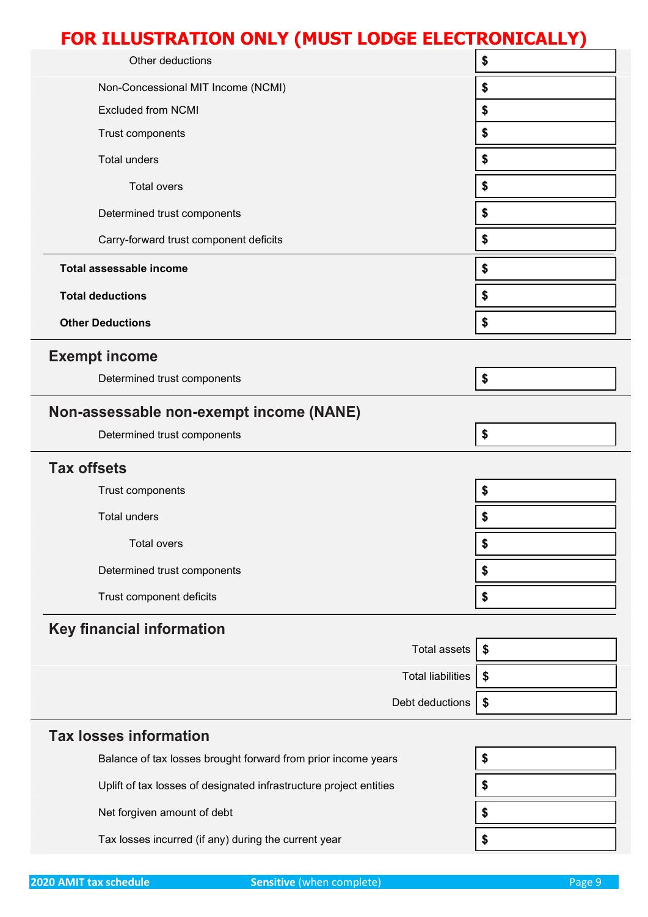**FOR ILLUSTRATION ONLY (MUST LODGE ELECTRONICALLY)**

| | |
|---|---|
| Other deductions | $ |
| Non-Concessional MIT Income (NCMI) | $ |
| Excluded from NCMI | $ |
| Trust components | $ |
| Total unders | $ |
| Total overs | $ |
| Determined trust components | $ |
| Carry-forward trust component deficits | $ |
| **Total assessable income** | $ |
| **Total deductions** | $ |
| **Other Deductions** | $ |

## Exempt income

| | |
|---|---|
| Determined trust components | $ |

## Non-assessable non-exempt income (NANE)

| | |
|---|---|
| Determined trust components | $ |

## Tax offsets

| | |
|---|---|
| Trust components | $ |
| Total unders | $ |
| Total overs | $ |
| Determined trust components | $ |
| Trust component deficits | $ |

## Key financial information

| | |
|---|---|
| Total assets | $ |
| Total liabilities | $ |
| Debt deductions | $ |

## Tax losses information

| | |
|---|---|
| Balance of tax losses brought forward from prior income years | $ |
| Uplift of tax losses of designated infrastructure project entities | $ |
| Net forgiven amount of debt | $ |
| Tax losses incurred (if any) during the current year | $ |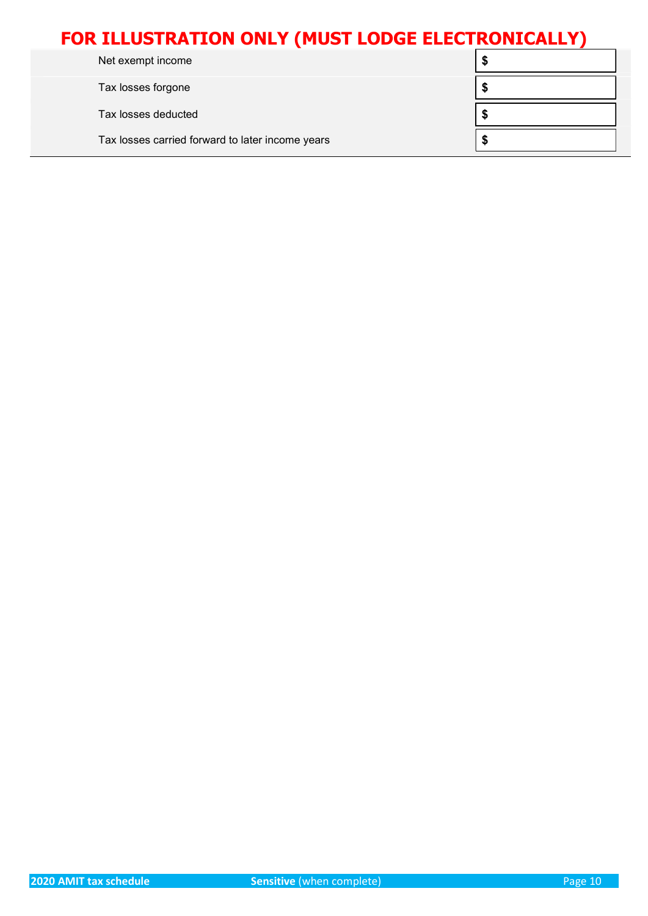# FOR ILLUSTRATION ONLY (MUST LODGE ELECTRONICALLY)

| | |
|---|---|
| Net exempt income | $ |
| Tax losses forgone | $ |
| Tax losses deducted | $ |
| Tax losses carried forward to later income years | $ |